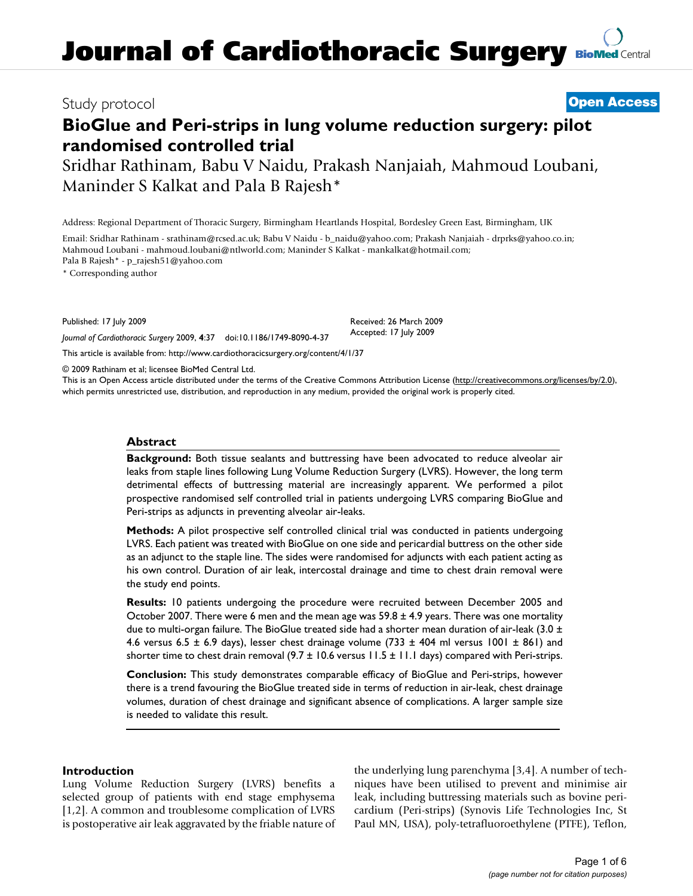# Journal of Cardiothoracic Surgery

Study protocol

**Open Access**

# BioGlue and Peri-strips in lung volume reduction surgery: pilot randomised controlled trial

Sridhar Rathinam, Babu V Naidu, Prakash Nanjaiah, Mahmoud Loubani, Maninder S Kalkat and Pala B Rajesh*

Address: Regional Department of Thoracic Surgery, Birmingham Heartlands Hospital, Bordesley Green East, Birmingham, UK

Email: Sridhar Rathinam - srathinam@rcsed.ac.uk; Babu V Naidu - b_naidu@yahoo.com; Prakash Nanjaiah - drprks@yahoo.co.in; Mahmoud Loubani - mahmoud.loubani@ntlworld.com; Maninder S Kalkat - mankalkat@hotmail.com; Pala B Rajesh* - p_rajesh51@yahoo.com

* Corresponding author

Published: 17 July 2009

*Journal of Cardiothoracic Surgery* 2009, **4**:37 doi:10.1186/1749-8090-4-37

Received: 26 March 2009
Accepted: 17 July 2009

This article is available from: http://www.cardiothoracicsurgery.org/content/4/1/37

© 2009 Rathinam et al; licensee BioMed Central Ltd.

This is an Open Access article distributed under the terms of the Creative Commons Attribution License (http://creativecommons.org/licenses/by/2.0), which permits unrestricted use, distribution, and reproduction in any medium, provided the original work is properly cited.

## Abstract

**Background:** Both tissue sealants and buttressing have been advocated to reduce alveolar air leaks from staple lines following Lung Volume Reduction Surgery (LVRS). However, the long term detrimental effects of buttressing material are increasingly apparent. We performed a pilot prospective randomised self controlled trial in patients undergoing LVRS comparing BioGlue and Peri-strips as adjuncts in preventing alveolar air-leaks.

**Methods:** A pilot prospective self controlled clinical trial was conducted in patients undergoing LVRS. Each patient was treated with BioGlue on one side and pericardial buttress on the other side as an adjunct to the staple line. The sides were randomised for adjuncts with each patient acting as his own control. Duration of air leak, intercostal drainage and time to chest drain removal were the study end points.

**Results:** 10 patients undergoing the procedure were recruited between December 2005 and October 2007. There were 6 men and the mean age was 59.8 ± 4.9 years. There was one mortality due to multi-organ failure. The BioGlue treated side had a shorter mean duration of air-leak (3.0 ± 4.6 versus 6.5 ± 6.9 days), lesser chest drainage volume (733 ± 404 ml versus 1001 ± 861) and shorter time to chest drain removal (9.7 ± 10.6 versus 11.5 ± 11.1 days) compared with Peri-strips.

**Conclusion:** This study demonstrates comparable efficacy of BioGlue and Peri-strips, however there is a trend favouring the BioGlue treated side in terms of reduction in air-leak, chest drainage volumes, duration of chest drainage and significant absence of complications. A larger sample size is needed to validate this result.

## Introduction

Lung Volume Reduction Surgery (LVRS) benefits a selected group of patients with end stage emphysema [1,2]. A common and troublesome complication of LVRS is postoperative air leak aggravated by the friable nature of the underlying lung parenchyma [3,4]. A number of techniques have been utilised to prevent and minimise air leak, including buttressing materials such as bovine pericardium (Peri-strips) (Synovis Life Technologies Inc, St Paul MN, USA), poly-tetrafluoroethylene (PTFE), Teflon,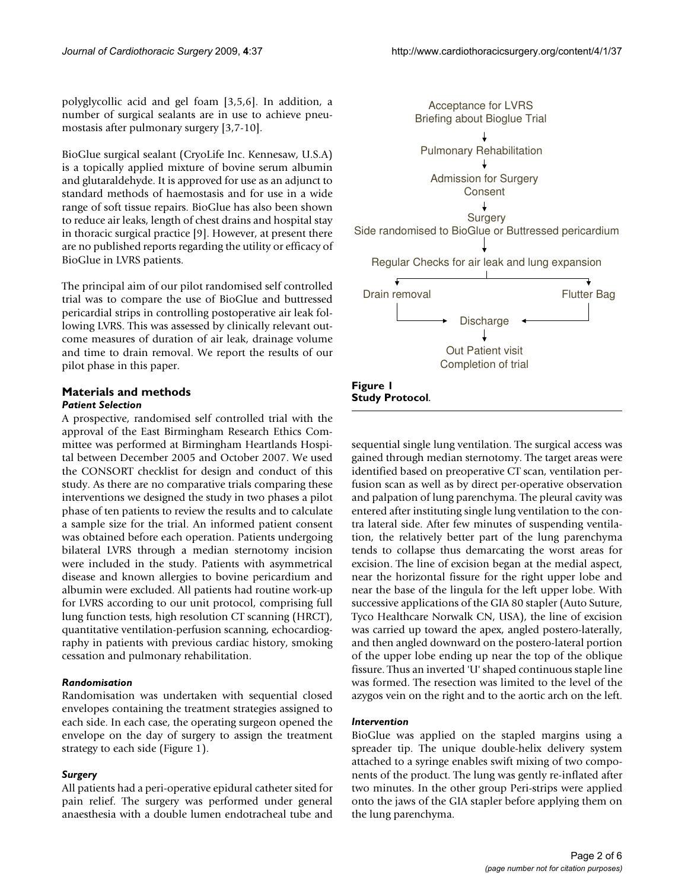polyglycollic acid and gel foam [3,5,6]. In addition, a number of surgical sealants are in use to achieve pneumostasis after pulmonary surgery [3,7-10].

BioGlue surgical sealant (CryoLife Inc. Kennesaw, U.S.A) is a topically applied mixture of bovine serum albumin and glutaraldehyde. It is approved for use as an adjunct to standard methods of haemostasis and for use in a wide range of soft tissue repairs. BioGlue has also been shown to reduce air leaks, length of chest drains and hospital stay in thoracic surgical practice [9]. However, at present there are no published reports regarding the utility or efficacy of BioGlue in LVRS patients.

The principal aim of our pilot randomised self controlled trial was to compare the use of BioGlue and buttressed pericardial strips in controlling postoperative air leak following LVRS. This was assessed by clinically relevant outcome measures of duration of air leak, drainage volume and time to drain removal. We report the results of our pilot phase in this paper.

## Materials and methods

### *Patient Selection*

A prospective, randomised self controlled trial with the approval of the East Birmingham Research Ethics Committee was performed at Birmingham Heartlands Hospital between December 2005 and October 2007. We used the CONSORT checklist for design and conduct of this study. As there are no comparative trials comparing these interventions we designed the study in two phases a pilot phase of ten patients to review the results and to calculate a sample size for the trial. An informed patient consent was obtained before each operation. Patients undergoing bilateral LVRS through a median sternotomy incision were included in the study. Patients with asymmetrical disease and known allergies to bovine pericardium and albumin were excluded. All patients had routine work-up for LVRS according to our unit protocol, comprising full lung function tests, high resolution CT scanning (HRCT), quantitative ventilation-perfusion scanning, echocardiography in patients with previous cardiac history, smoking cessation and pulmonary rehabilitation.

### *Randomisation*

Randomisation was undertaken with sequential closed envelopes containing the treatment strategies assigned to each side. In each case, the operating surgeon opened the envelope on the day of surgery to assign the treatment strategy to each side (Figure 1).

Acceptance for LVRS
Briefing about Bioglue Trial

Pulmonary Rehabilitation

Admission for Surgery
Consent

Surgery
Side randomised to BioGlue or Buttressed pericardium

Regular Checks for air leak and lung expansion

Drain removal

Flutter Bag

Discharge

Out Patient visit
Completion of trial

**Figure 1**
**Study Protocol**.

### *Surgery*

All patients had a peri-operative epidural catheter sited for pain relief. The surgery was performed under general anaesthesia with a double lumen endotracheal tube and sequential single lung ventilation. The surgical access was gained through median sternotomy. The target areas were identified based on preoperative CT scan, ventilation perfusion scan as well as by direct per-operative observation and palpation of lung parenchyma. The pleural cavity was entered after instituting single lung ventilation to the contra lateral side. After few minutes of suspending ventilation, the relatively better part of the lung parenchyma tends to collapse thus demarcating the worst areas for excision. The line of excision began at the medial aspect, near the horizontal fissure for the right upper lobe and near the base of the lingula for the left upper lobe. With successive applications of the GIA 80 stapler (Auto Suture, Tyco Healthcare Norwalk CN, USA), the line of excision was carried up toward the apex, angled postero-laterally, and then angled downward on the postero-lateral portion of the upper lobe ending up near the top of the oblique fissure. Thus an inverted 'U' shaped continuous staple line was formed. The resection was limited to the level of the azygos vein on the right and to the aortic arch on the left.

### *Intervention*

BioGlue was applied on the stapled margins using a spreader tip. The unique double-helix delivery system attached to a syringe enables swift mixing of two components of the product. The lung was gently re-inflated after two minutes. In the other group Peri-strips were applied onto the jaws of the GIA stapler before applying them on the lung parenchyma.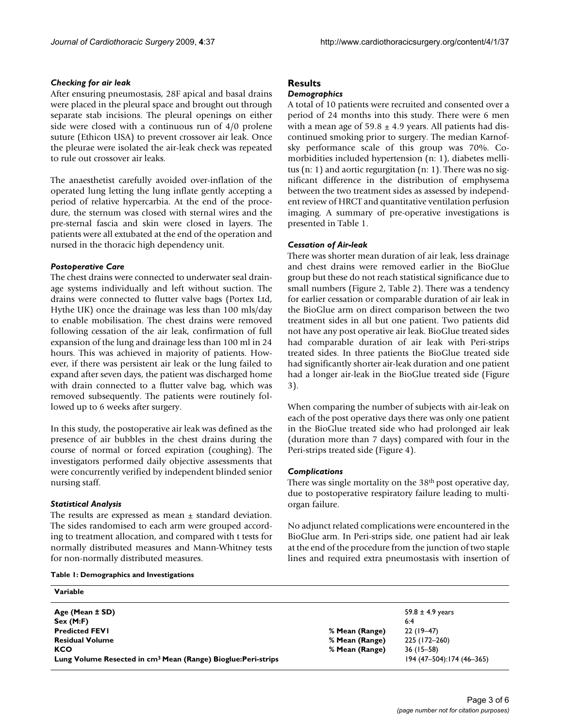### *Checking for air leak*

After ensuring pneumostasis, 28F apical and basal drains were placed in the pleural space and brought out through separate stab incisions. The pleural openings on either side were closed with a continuous run of 4/0 prolene suture (Ethicon USA) to prevent crossover air leak. Once the pleurae were isolated the air-leak check was repeated to rule out crossover air leaks.

The anaesthetist carefully avoided over-inflation of the operated lung letting the lung inflate gently accepting a period of relative hypercarbia. At the end of the procedure, the sternum was closed with sternal wires and the pre-sternal fascia and skin were closed in layers. The patients were all extubated at the end of the operation and nursed in the thoracic high dependency unit.

### *Postoperative Care*

The chest drains were connected to underwater seal drainage systems individually and left without suction. The drains were connected to flutter valve bags (Portex Ltd, Hythe UK) once the drainage was less than 100 mls/day to enable mobilisation. The chest drains were removed following cessation of the air leak, confirmation of full expansion of the lung and drainage less than 100 ml in 24 hours. This was achieved in majority of patients. However, if there was persistent air leak or the lung failed to expand after seven days, the patient was discharged home with drain connected to a flutter valve bag, which was removed subsequently. The patients were routinely followed up to 6 weeks after surgery.

In this study, the postoperative air leak was defined as the presence of air bubbles in the chest drains during the course of normal or forced expiration (coughing). The investigators performed daily objective assessments that were concurrently verified by independent blinded senior nursing staff.

### *Statistical Analysis*

The results are expressed as mean ± standard deviation. The sides randomised to each arm were grouped according to treatment allocation, and compared with t tests for normally distributed measures and Mann-Whitney tests for non-normally distributed measures.

## Results

### *Demographics*

A total of 10 patients were recruited and consented over a period of 24 months into this study. There were 6 men with a mean age of 59.8 ± 4.9 years. All patients had discontinued smoking prior to surgery. The median Karnofsky performance scale of this group was 70%. Co-morbidities included hypertension (n: 1), diabetes mellitus (n: 1) and aortic regurgitation (n: 1). There was no significant difference in the distribution of emphysema between the two treatment sides as assessed by independent review of HRCT and quantitative ventilation perfusion imaging. A summary of pre-operative investigations is presented in Table 1.

### *Cessation of Air-leak*

There was shorter mean duration of air leak, less drainage and chest drains were removed earlier in the BioGlue group but these do not reach statistical significance due to small numbers (Figure 2, Table 2). There was a tendency for earlier cessation or comparable duration of air leak in the BioGlue arm on direct comparison between the two treatment sides in all but one patient. Two patients did not have any post operative air leak. BioGlue treated sides had comparable duration of air leak with Peri-strips treated sides. In three patients the BioGlue treated side had significantly shorter air-leak duration and one patient had a longer air-leak in the BioGlue treated side (Figure 3).

When comparing the number of subjects with air-leak on each of the post operative days there was only one patient in the BioGlue treated side who had prolonged air leak (duration more than 7 days) compared with four in the Peri-strips treated side (Figure 4).

### *Complications*

There was single mortality on the 38[th] post operative day, due to postoperative respiratory failure leading to multi-organ failure.

No adjunct related complications were encountered in the BioGlue arm. In Peri-strips side, one patient had air leak at the end of the procedure from the junction of two staple lines and required extra pneumostasis with insertion of

**Table 1: Demographics and Investigations**

| Variable | | |
|---|---|---|
| **Age (Mean ± SD)** | | 59.8 ± 4.9 years |
| **Sex (M:F)** | | 6:4 |
| **Predicted FEV1** | **% Mean (Range)** | 22 (19–47) |
| **Residual Volume** | **% Mean (Range)** | 225 (172–260) |
| **KCO** | **% Mean (Range)** | 36 (15–58) |
| **Lung Volume Resected in $cm^3$ Mean (Range) Bioglue:Peri-strips** | | 194 (47–504):174 (46–365) |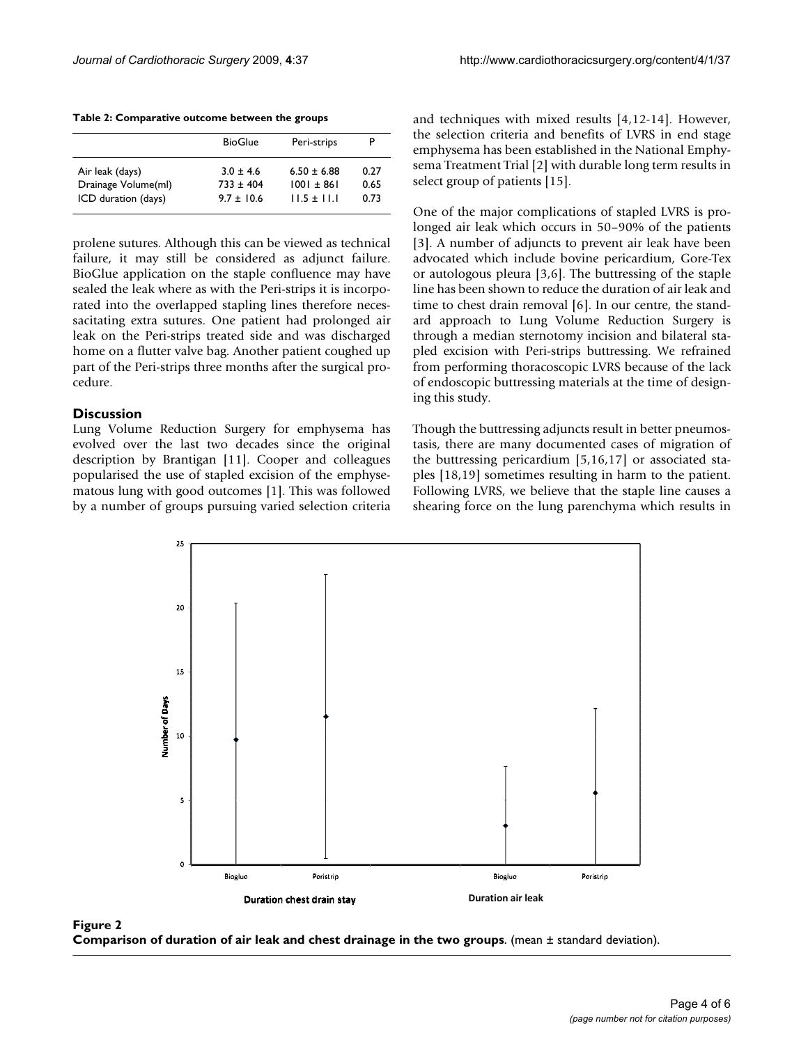**Table 2: Comparative outcome between the groups**

| | BioGlue | Peri-strips | P |
|---|---|---|---|
| Air leak (days) | 3.0 ± 4.6 | 6.50 ± 6.88 | 0.27 |
| Drainage Volume(ml) | 733 ± 404 | 1001 ± 861 | 0.65 |
| ICD duration (days) | 9.7 ± 10.6 | 11.5 ± 11.1 | 0.73 |

prolene sutures. Although this can be viewed as technical failure, it may still be considered as adjunct failure. BioGlue application on the staple confluence may have sealed the leak where as with the Peri-strips it is incorporated into the overlapped stapling lines therefore necessacitating extra sutures. One patient had prolonged air leak on the Peri-strips treated side and was discharged home on a flutter valve bag. Another patient coughed up part of the Peri-strips three months after the surgical procedure.

## Discussion

Lung Volume Reduction Surgery for emphysema has evolved over the last two decades since the original description by Brantigan [11]. Cooper and colleagues popularised the use of stapled excision of the emphysematous lung with good outcomes [1]. This was followed by a number of groups pursuing varied selection criteria and techniques with mixed results [4,12-14]. However, the selection criteria and benefits of LVRS in end stage emphysema has been established in the National Emphysema Treatment Trial [2] with durable long term results in select group of patients [15].

One of the major complications of stapled LVRS is prolonged air leak which occurs in 50–90% of the patients [3]. A number of adjuncts to prevent air leak have been advocated which include bovine pericardium, Gore-Tex or autologous pleura [3,6]. The buttressing of the staple line has been shown to reduce the duration of air leak and time to chest drain removal [6]. In our centre, the standard approach to Lung Volume Reduction Surgery is through a median sternotomy incision and bilateral stapled excision with Peri-strips buttressing. We refrained from performing thoracoscopic LVRS because of the lack of endoscopic buttressing materials at the time of designing this study.

Though the buttressing adjuncts result in better pneumostasis, there are many documented cases of migration of the buttressing pericardium [5,16,17] or associated staples [18,19] sometimes resulting in harm to the patient. Following LVRS, we believe that the staple line causes a shearing force on the lung parenchyma which results in

**Figure 2**
**Comparison of duration of air leak and chest drainage in the two groups**. (mean ± standard deviation).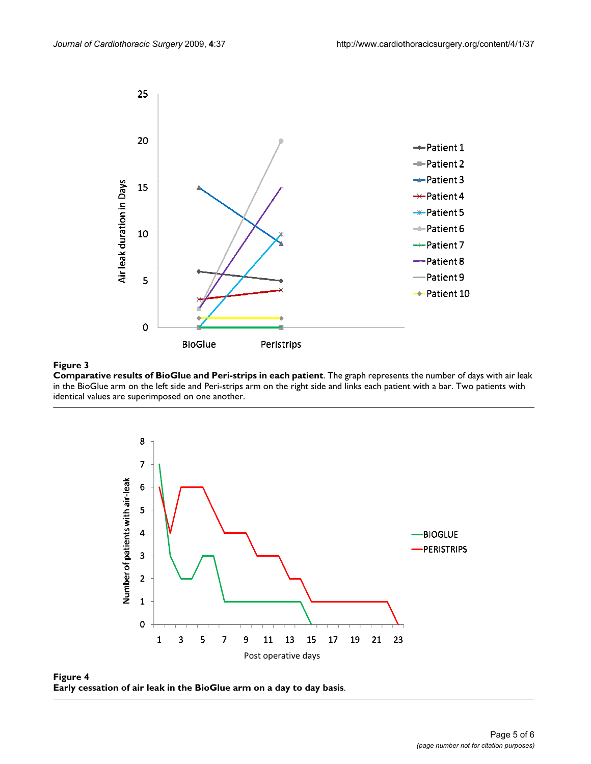**Figure 3**

**Comparative results of BioGlue and Peri-strips in each patient**. The graph represents the number of days with air leak in the BioGlue arm on the left side and Peri-strips arm on the right side and links each patient with a bar. Two patients with identical values are superimposed on one another.

**Figure 4**

**Early cessation of air leak in the BioGlue arm on a day to day basis**.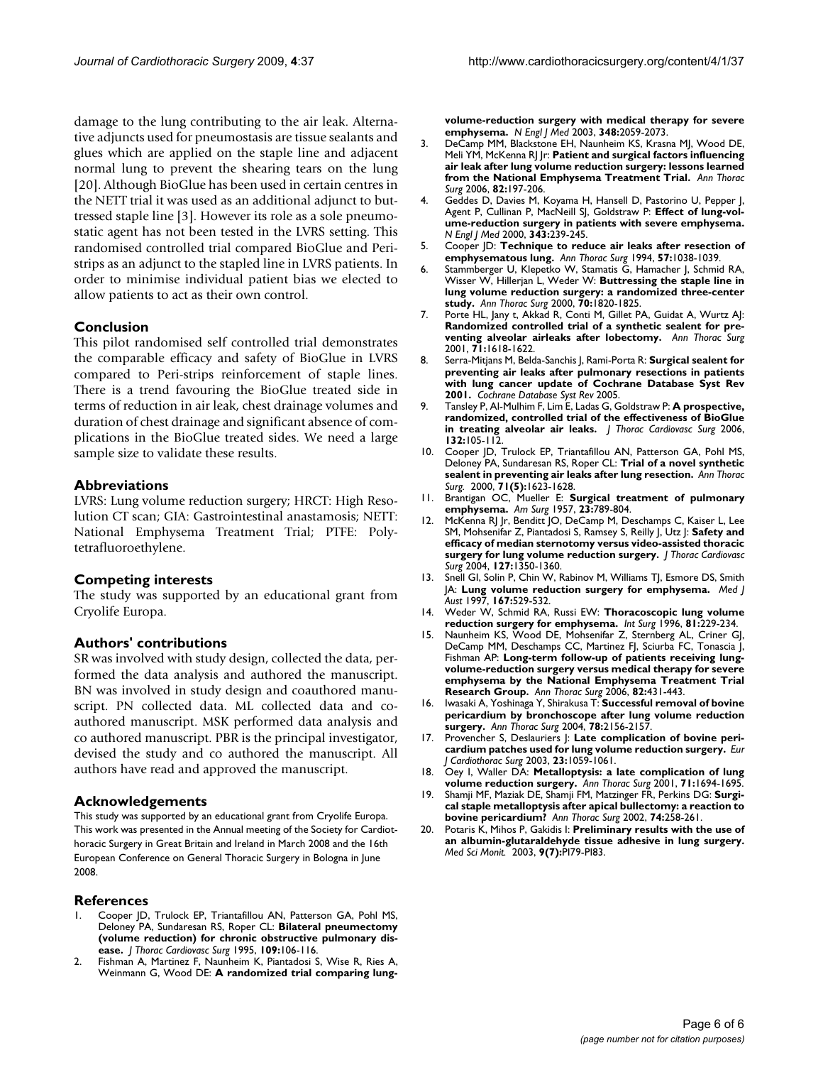damage to the lung contributing to the air leak. Alternative adjuncts used for pneumostasis are tissue sealants and glues which are applied on the staple line and adjacent normal lung to prevent the shearing tears on the lung [20]. Although BioGlue has been used in certain centres in the NETT trial it was used as an additional adjunct to buttressed staple line [3]. However its role as a sole pneumostatic agent has not been tested in the LVRS setting. This randomised controlled trial compared BioGlue and Peri-strips as an adjunct to the stapled line in LVRS patients. In order to minimise individual patient bias we elected to allow patients to act as their own control.

## Conclusion

This pilot randomised self controlled trial demonstrates the comparable efficacy and safety of BioGlue in LVRS compared to Peri-strips reinforcement of staple lines. There is a trend favouring the BioGlue treated side in terms of reduction in air leak, chest drainage volumes and duration of chest drainage and significant absence of complications in the BioGlue treated sides. We need a large sample size to validate these results.

## Abbreviations

LVRS: Lung volume reduction surgery; HRCT: High Resolution CT scan; GIA: Gastrointestinal anastamosis; NETT: National Emphysema Treatment Trial; PTFE: Polytetrafluoroethylene.

## Competing interests

The study was supported by an educational grant from Cryolife Europa.

## Authors' contributions

SR was involved with study design, collected the data, performed the data analysis and authored the manuscript. BN was involved in study design and coauthored manuscript. PN collected data. ML collected data and coauthored manuscript. MSK performed data analysis and co authored manuscript. PBR is the principal investigator, devised the study and co authored the manuscript. All authors have read and approved the manuscript.

## Acknowledgements

This study was supported by an educational grant from Cryolife Europa. This work was presented in the Annual meeting of the Society for Cardiothoracic Surgery in Great Britain and Ireland in March 2008 and the 16th European Conference on General Thoracic Surgery in Bologna in June 2008.

## References

1. Cooper JD, Trulock EP, Triantafillou AN, Patterson GA, Pohl MS, Deloney PA, Sundaresan RS, Roper CL: **Bilateral pneumectomy (volume reduction) for chronic obstructive pulmonary disease.** *J Thorac Cardiovasc Surg* 1995, **109:**106-116.
2. Fishman A, Martinez F, Naunheim K, Piantadosi S, Wise R, Ries A, Weinmann G, Wood DE: **A randomized trial comparing lung-volume-reduction surgery with medical therapy for severe emphysema.** *N Engl J Med* 2003, **348:**2059-2073.
3. DeCamp MM, Blackstone EH, Naunheim KS, Krasna MJ, Wood DE, Meli YM, McKenna RJ Jr: **Patient and surgical factors influencing air leak after lung volume reduction surgery: lessons learned from the National Emphysema Treatment Trial.** *Ann Thorac Surg* 2006, **82:**197-206.
4. Geddes D, Davies M, Koyama H, Hansell D, Pastorino U, Pepper J, Agent P, Cullinan P, MacNeill SJ, Goldstraw P: **Effect of lung-volume-reduction surgery in patients with severe emphysema.** *N Engl J Med* 2000, **343:**239-245.
5. Cooper JD: **Technique to reduce air leaks after resection of emphysematous lung.** *Ann Thorac Surg* 1994, **57:**1038-1039.
6. Stammberger U, Klepetko W, Stamatis G, Hamacher J, Schmid RA, Wisser W, Hillerjan L, Weder W: **Buttressing the staple line in lung volume reduction surgery: a randomized three-center study.** *Ann Thorac Surg* 2000, **70:**1820-1825.
7. Porte HL, Jany t, Akkad R, Conti M, Gillet PA, Guidat A, Wurtz AJ: **Randomized controlled trial of a synthetic sealent for preventing alveolar airleaks after lobectomy.** *Ann Thorac Surg* 2001, **71:**1618-1622.
8. Serra-Mitjans M, Belda-Sanchis J, Rami-Porta R: **Surgical sealent for preventing air leaks after pulmonary resections in patients with lung cancer update of Cochrane Database Syst Rev 2001.** *Cochrane Database Syst Rev* 2005.
9. Tansley P, Al-Mulhim F, Lim E, Ladas G, Goldstraw P: **A prospective, randomized, controlled trial of the effectiveness of BioGlue in treating alveolar air leaks.** *J Thorac Cardiovasc Surg* 2006, **132:**105-112.
10. Cooper JD, Trulock EP, Triantafillou AN, Patterson GA, Pohl MS, Deloney PA, Sundaresan RS, Roper CL: **Trial of a novel synthetic sealent in preventing air leaks after lung resection.** *Ann Thorac Surg.* 2000, **71(5):**1623-1628.
11. Brantigan OC, Mueller E: **Surgical treatment of pulmonary emphysema.** *Am Surg* 1957, **23:**789-804.
12. McKenna RJ Jr, Benditt JO, DeCamp M, Deschamps C, Kaiser L, Lee SM, Mohsenifar Z, Piantadosi S, Ramsey S, Reilly J, Utz J: **Safety and efficacy of median sternotomy versus video-assisted thoracic surgery for lung volume reduction surgery.** *J Thorac Cardiovasc Surg* 2004, **127:**1350-1360.
13. Snell GI, Solin P, Chin W, Rabinov M, Williams TJ, Esmore DS, Smith JA: **Lung volume reduction surgery for emphysema.** *Med J Aust* 1997, **167:**529-532.
14. Weder W, Schmid RA, Russi EW: **Thoracoscopic lung volume reduction surgery for emphysema.** *Int Surg* 1996, **81:**229-234.
15. Naunheim KS, Wood DE, Mohsenifar Z, Sternberg AL, Criner GJ, DeCamp MM, Deschamps CC, Martinez FJ, Sciurba FC, Tonascia J, Fishman AP: **Long-term follow-up of patients receiving lung-volume-reduction surgery versus medical therapy for severe emphysema by the National Emphysema Treatment Trial Research Group.** *Ann Thorac Surg* 2006, **82:**431-443.
16. Iwasaki A, Yoshinaga Y, Shirakusa T: **Successful removal of bovine pericardium by bronchoscope after lung volume reduction surgery.** *Ann Thorac Surg* 2004, **78:**2156-2157.
17. Provencher S, Deslauriers J: **Late complication of bovine pericardium patches used for lung volume reduction surgery.** *Eur J Cardiothorac Surg* 2003, **23:**1059-1061.
18. Oey I, Waller DA: **Metalloptysis: a late complication of lung volume reduction surgery.** *Ann Thorac Surg* 2001, **71:**1694-1695.
19. Shamji MF, Maziak DE, Shamji FM, Matzinger FR, Perkins DG: **Surgical staple metalloptysis after apical bullectomy: a reaction to bovine pericardium?** *Ann Thorac Surg* 2002, **74:**258-261.
20. Potaris K, Mihos P, Gakidis I: **Preliminary results with the use of an albumin-glutaraldehyde tissue adhesive in lung surgery.** *Med Sci Monit.* 2003, **9(7):**PI79-PI83.